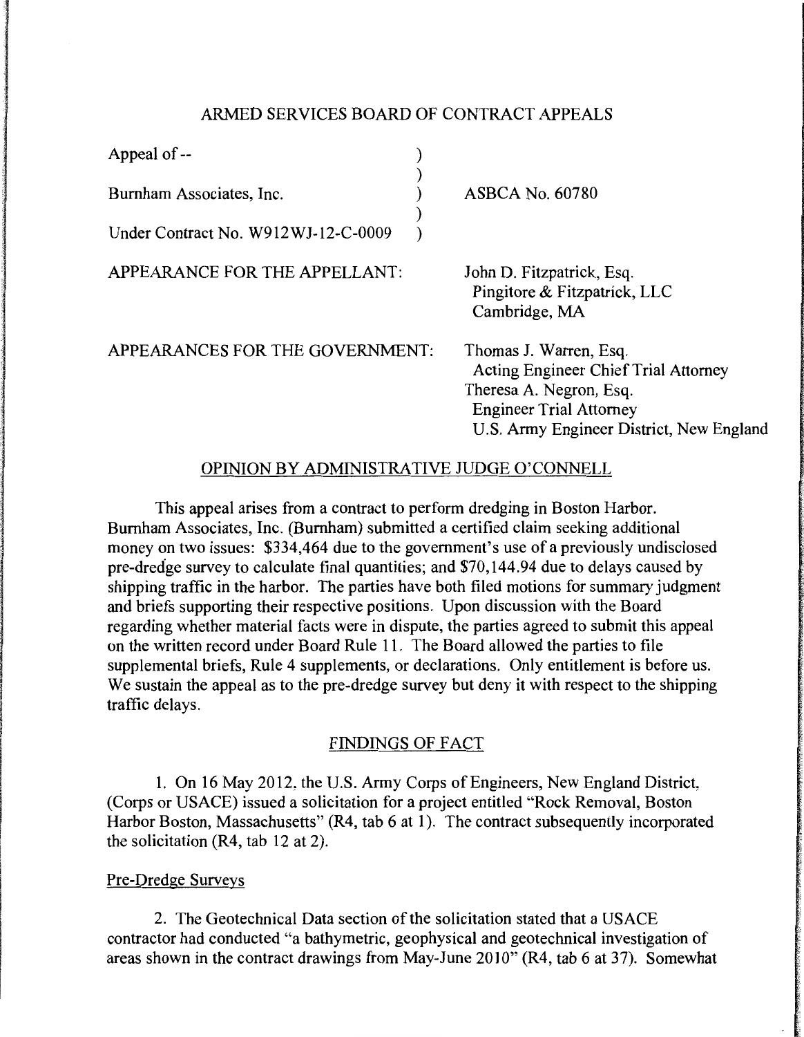# ARMED SERVICES BOARD OF CONTRACT APPEALS

| | |
|---|---|
| Appeal of -- | |
| Burnham Associates, Inc. | ASBCA No. 60780 |
| Under Contract No. W912WJ-12-C-0009 | |

APPEARANCE FOR THE APPELLANT: John D. Fitzpatrick, Esq.
Pingitore & Fitzpatrick, LLC
Cambridge, MA

APPEARANCES FOR THE GOVERNMENT: Thomas J. Warren, Esq.
Acting Engineer Chief Trial Attorney
Theresa A. Negron, Esq.
Engineer Trial Attorney
U.S. Army Engineer District, New England

## OPINION BY ADMINISTRATIVE JUDGE O'CONNELL

This appeal arises from a contract to perform dredging in Boston Harbor. Burnham Associates, Inc. (Burnham) submitted a certified claim seeking additional money on two issues: $334,464 due to the government's use of a previously undisclosed pre-dredge survey to calculate final quantities; and $70,144.94 due to delays caused by shipping traffic in the harbor. The parties have both filed motions for summary judgment and briefs supporting their respective positions. Upon discussion with the Board regarding whether material facts were in dispute, the parties agreed to submit this appeal on the written record under Board Rule 11. The Board allowed the parties to file supplemental briefs, Rule 4 supplements, or declarations. Only entitlement is before us. We sustain the appeal as to the pre-dredge survey but deny it with respect to the shipping traffic delays.

## FINDINGS OF FACT

1. On 16 May 2012, the U.S. Army Corps of Engineers, New England District, (Corps or USACE) issued a solicitation for a project entitled "Rock Removal, Boston Harbor Boston, Massachusetts" (R4, tab 6 at 1). The contract subsequently incorporated the solicitation (R4, tab 12 at 2).

### Pre-Dredge Surveys

2. The Geotechnical Data section of the solicitation stated that a USACE contractor had conducted "a bathymetric, geophysical and geotechnical investigation of areas shown in the contract drawings from May-June 2010" (R4, tab 6 at 37). Somewhat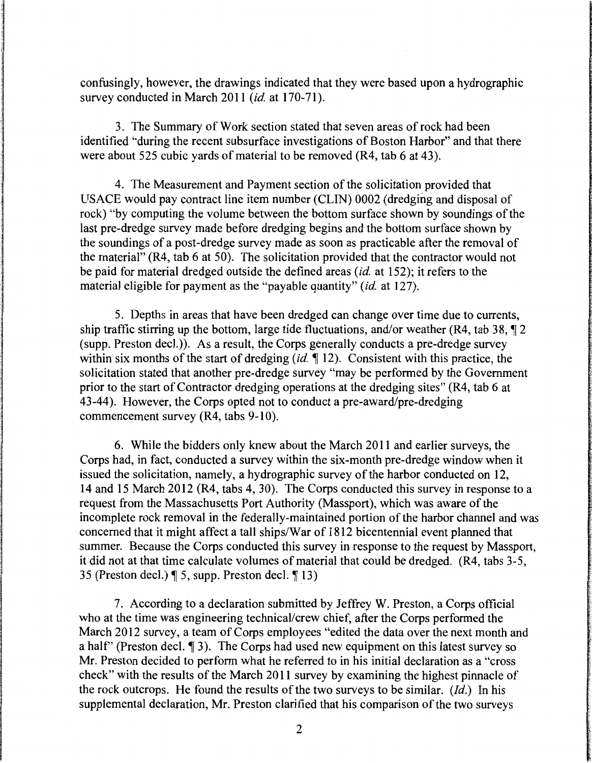confusingly, however, the drawings indicated that they were based upon a hydrographic survey conducted in March 2011 (*id.* at 170-71).

3. The Summary of Work section stated that seven areas of rock had been identified "during the recent subsurface investigations of Boston Harbor" and that there were about 525 cubic yards of material to be removed (R4, tab 6 at 43).

4. The Measurement and Payment section of the solicitation provided that USACE would pay contract line item number (CLIN) 0002 (dredging and disposal of rock) "by computing the volume between the bottom surface shown by soundings of the last pre-dredge survey made before dredging begins and the bottom surface shown by the soundings of a post-dredge survey made as soon as practicable after the removal of the material" (R4, tab 6 at 50). The solicitation provided that the contractor would not be paid for material dredged outside the defined areas (*id.* at 152); it refers to the material eligible for payment as the "payable quantity" (*id.* at 127).

5. Depths in areas that have been dredged can change over time due to currents, ship traffic stirring up the bottom, large tide fluctuations, and/or weather (R4, tab 38, ¶ 2 (supp. Preston decl.)). As a result, the Corps generally conducts a pre-dredge survey within six months of the start of dredging (*id.* ¶ 12). Consistent with this practice, the solicitation stated that another pre-dredge survey "may be performed by the Government prior to the start of Contractor dredging operations at the dredging sites" (R4, tab 6 at 43-44). However, the Corps opted not to conduct a pre-award/pre-dredging commencement survey (R4, tabs 9-10).

6. While the bidders only knew about the March 2011 and earlier surveys, the Corps had, in fact, conducted a survey within the six-month pre-dredge window when it issued the solicitation, namely, a hydrographic survey of the harbor conducted on 12, 14 and 15 March 2012 (R4, tabs 4, 30). The Corps conducted this survey in response to a request from the Massachusetts Port Authority (Massport), which was aware of the incomplete rock removal in the federally-maintained portion of the harbor channel and was concerned that it might affect a tall ships/War of 1812 bicentennial event planned that summer. Because the Corps conducted this survey in response to the request by Massport, it did not at that time calculate volumes of material that could be dredged. (R4, tabs 3-5, 35 (Preston decl.) ¶ 5, supp. Preston decl. ¶ 13)

7. According to a declaration submitted by Jeffrey W. Preston, a Corps official who at the time was engineering technical/crew chief, after the Corps performed the March 2012 survey, a team of Corps employees "edited the data over the next month and a half" (Preston decl. ¶ 3). The Corps had used new equipment on this latest survey so Mr. Preston decided to perform what he referred to in his initial declaration as a "cross check" with the results of the March 2011 survey by examining the highest pinnacle of the rock outcrops. He found the results of the two surveys to be similar. (*Id.*) In his supplemental declaration, Mr. Preston clarified that his comparison of the two surveys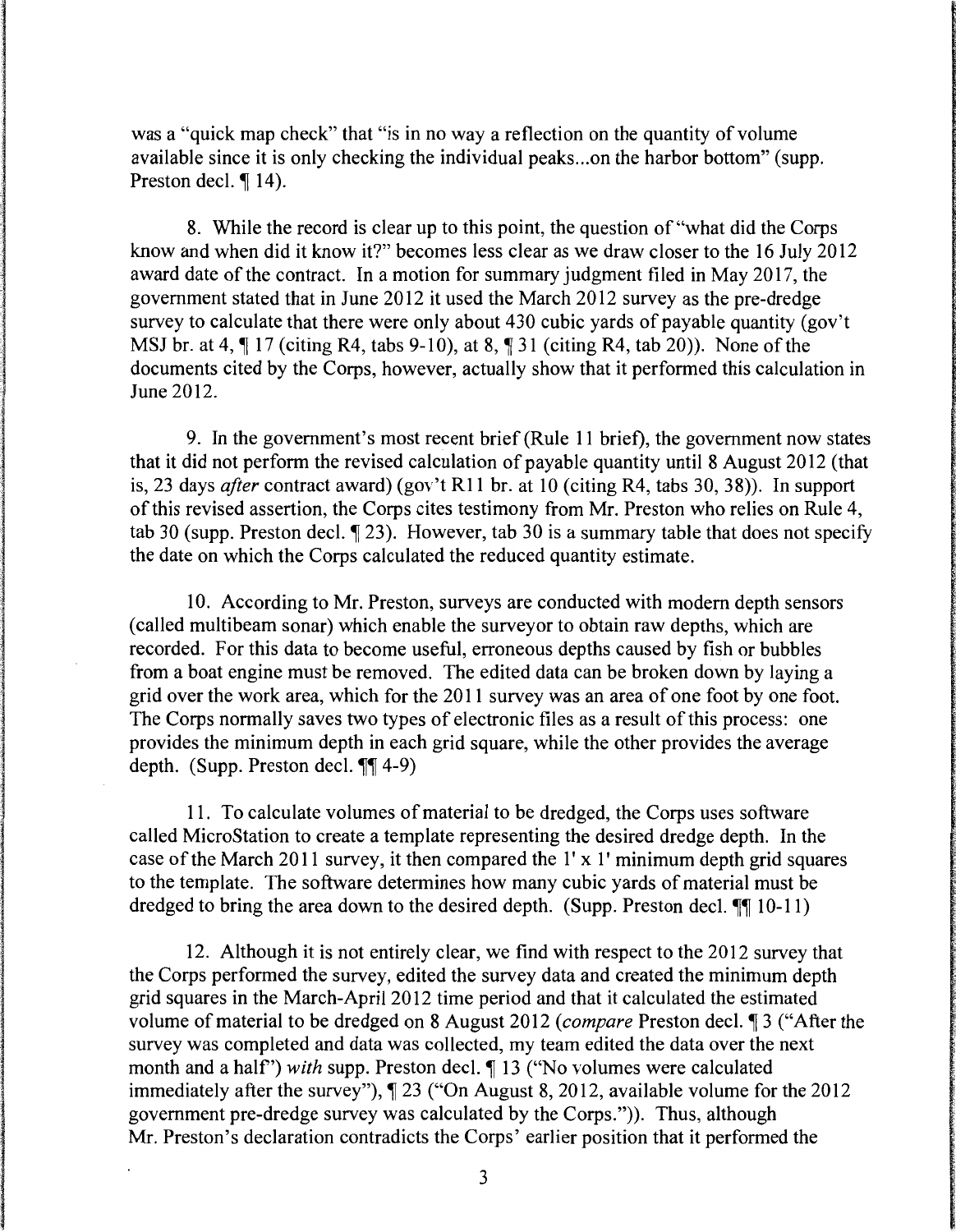was a "quick map check" that "is in no way a reflection on the quantity of volume available since it is only checking the individual peaks...on the harbor bottom" (supp. Preston decl. ¶ 14).

8. While the record is clear up to this point, the question of "what did the Corps know and when did it know it?" becomes less clear as we draw closer to the 16 July 2012 award date of the contract. In a motion for summary judgment filed in May 2017, the government stated that in June 2012 it used the March 2012 survey as the pre-dredge survey to calculate that there were only about 430 cubic yards of payable quantity (gov't MSJ br. at 4, ¶ 17 (citing R4, tabs 9-10), at 8, ¶ 31 (citing R4, tab 20)). None of the documents cited by the Corps, however, actually show that it performed this calculation in June 2012.

9. In the government's most recent brief (Rule 11 brief), the government now states that it did not perform the revised calculation of payable quantity until 8 August 2012 (that is, 23 days *after* contract award) (gov't R11 br. at 10 (citing R4, tabs 30, 38)). In support of this revised assertion, the Corps cites testimony from Mr. Preston who relies on Rule 4, tab 30 (supp. Preston decl. ¶ 23). However, tab 30 is a summary table that does not specify the date on which the Corps calculated the reduced quantity estimate.

10. According to Mr. Preston, surveys are conducted with modern depth sensors (called multibeam sonar) which enable the surveyor to obtain raw depths, which are recorded. For this data to become useful, erroneous depths caused by fish or bubbles from a boat engine must be removed. The edited data can be broken down by laying a grid over the work area, which for the 2011 survey was an area of one foot by one foot. The Corps normally saves two types of electronic files as a result of this process: one provides the minimum depth in each grid square, while the other provides the average depth. (Supp. Preston decl. ¶¶ 4-9)

11. To calculate volumes of material to be dredged, the Corps uses software called MicroStation to create a template representing the desired dredge depth. In the case of the March 2011 survey, it then compared the 1' x 1' minimum depth grid squares to the template. The software determines how many cubic yards of material must be dredged to bring the area down to the desired depth. (Supp. Preston decl. ¶¶ 10-11)

12. Although it is not entirely clear, we find with respect to the 2012 survey that the Corps performed the survey, edited the survey data and created the minimum depth grid squares in the March-April 2012 time period and that it calculated the estimated volume of material to be dredged on 8 August 2012 (*compare* Preston decl. ¶ 3 ("After the survey was completed and data was collected, my team edited the data over the next month and a half") *with* supp. Preston decl. ¶ 13 ("No volumes were calculated immediately after the survey"), ¶ 23 ("On August 8, 2012, available volume for the 2012 government pre-dredge survey was calculated by the Corps.")). Thus, although Mr. Preston's declaration contradicts the Corps' earlier position that it performed the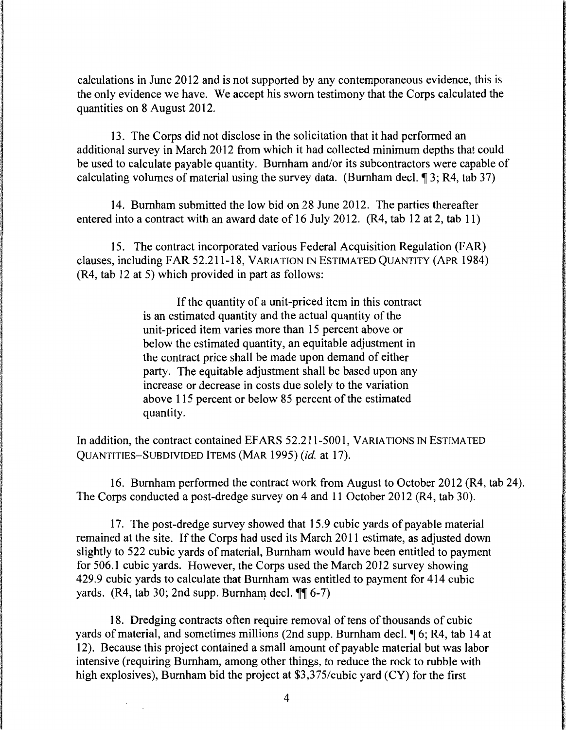calculations in June 2012 and is not supported by any contemporaneous evidence, this is the only evidence we have. We accept his sworn testimony that the Corps calculated the quantities on 8 August 2012.

13. The Corps did not disclose in the solicitation that it had performed an additional survey in March 2012 from which it had collected minimum depths that could be used to calculate payable quantity. Burnham and/or its subcontractors were capable of calculating volumes of material using the survey data. (Burnham decl. ¶ 3; R4, tab 37)

14. Burnham submitted the low bid on 28 June 2012. The parties thereafter entered into a contract with an award date of 16 July 2012. (R4, tab 12 at 2, tab 11)

15. The contract incorporated various Federal Acquisition Regulation (FAR) clauses, including FAR 52.211-18, VARIATION IN ESTIMATED QUANTITY (APR 1984) (R4, tab 12 at 5) which provided in part as follows:

> If the quantity of a unit-priced item in this contract is an estimated quantity and the actual quantity of the unit-priced item varies more than 15 percent above or below the estimated quantity, an equitable adjustment in the contract price shall be made upon demand of either party. The equitable adjustment shall be based upon any increase or decrease in costs due solely to the variation above 115 percent or below 85 percent of the estimated quantity.

In addition, the contract contained EFARS 52.211-5001, VARIATIONS IN ESTIMATED QUANTITIES–SUBDIVIDED ITEMS (MAR 1995) (*id.* at 17).

16. Burnham performed the contract work from August to October 2012 (R4, tab 24). The Corps conducted a post-dredge survey on 4 and 11 October 2012 (R4, tab 30).

17. The post-dredge survey showed that 15.9 cubic yards of payable material remained at the site. If the Corps had used its March 2011 estimate, as adjusted down slightly to 522 cubic yards of material, Burnham would have been entitled to payment for 506.1 cubic yards. However, the Corps used the March 2012 survey showing 429.9 cubic yards to calculate that Burnham was entitled to payment for 414 cubic yards. (R4, tab 30; 2nd supp. Burnham decl. ¶¶ 6-7)

18. Dredging contracts often require removal of tens of thousands of cubic yards of material, and sometimes millions (2nd supp. Burnham decl. ¶ 6; R4, tab 14 at 12). Because this project contained a small amount of payable material but was labor intensive (requiring Burnham, among other things, to reduce the rock to rubble with high explosives), Burnham bid the project at $3,375/cubic yard (CY) for the first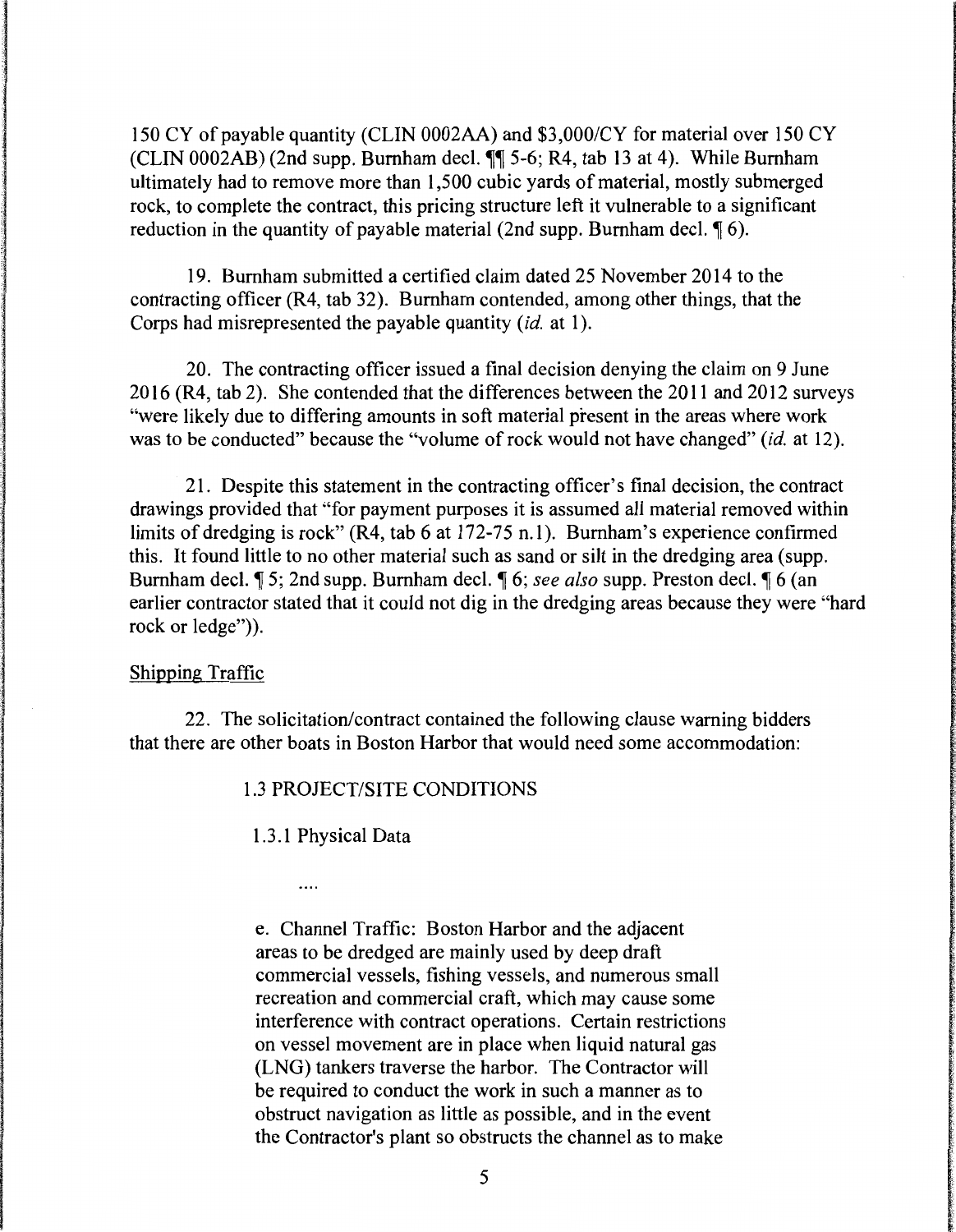150 CY of payable quantity (CLIN 0002AA) and $3,000/CY for material over 150 CY (CLIN 0002AB) (2nd supp. Burnham decl. ¶¶ 5-6; R4, tab 13 at 4). While Burnham ultimately had to remove more than 1,500 cubic yards of material, mostly submerged rock, to complete the contract, this pricing structure left it vulnerable to a significant reduction in the quantity of payable material (2nd supp. Burnham decl. ¶ 6).

19. Burnham submitted a certified claim dated 25 November 2014 to the contracting officer (R4, tab 32). Burnham contended, among other things, that the Corps had misrepresented the payable quantity (*id.* at 1).

20. The contracting officer issued a final decision denying the claim on 9 June 2016 (R4, tab 2). She contended that the differences between the 2011 and 2012 surveys "were likely due to differing amounts in soft material present in the areas where work was to be conducted" because the "volume of rock would not have changed" (*id.* at 12).

21. Despite this statement in the contracting officer's final decision, the contract drawings provided that "for payment purposes it is assumed all material removed within limits of dredging is rock" (R4, tab 6 at 172-75 n.1). Burnham's experience confirmed this. It found little to no other material such as sand or silt in the dredging area (supp. Burnham decl. ¶ 5; 2nd supp. Burnham decl. ¶ 6; *see also* supp. Preston decl. ¶ 6 (an earlier contractor stated that it could not dig in the dredging areas because they were "hard rock or ledge")).

<u>Shipping Traffic</u>

22. The solicitation/contract contained the following clause warning bidders that there are other boats in Boston Harbor that would need some accommodation:

> 1.3 PROJECT/SITE CONDITIONS
>
> 1.3.1 Physical Data
>
> ....
>
> e. Channel Traffic: Boston Harbor and the adjacent areas to be dredged are mainly used by deep draft commercial vessels, fishing vessels, and numerous small recreation and commercial craft, which may cause some interference with contract operations. Certain restrictions on vessel movement are in place when liquid natural gas (LNG) tankers traverse the harbor. The Contractor will be required to conduct the work in such a manner as to obstruct navigation as little as possible, and in the event the Contractor's plant so obstructs the channel as to make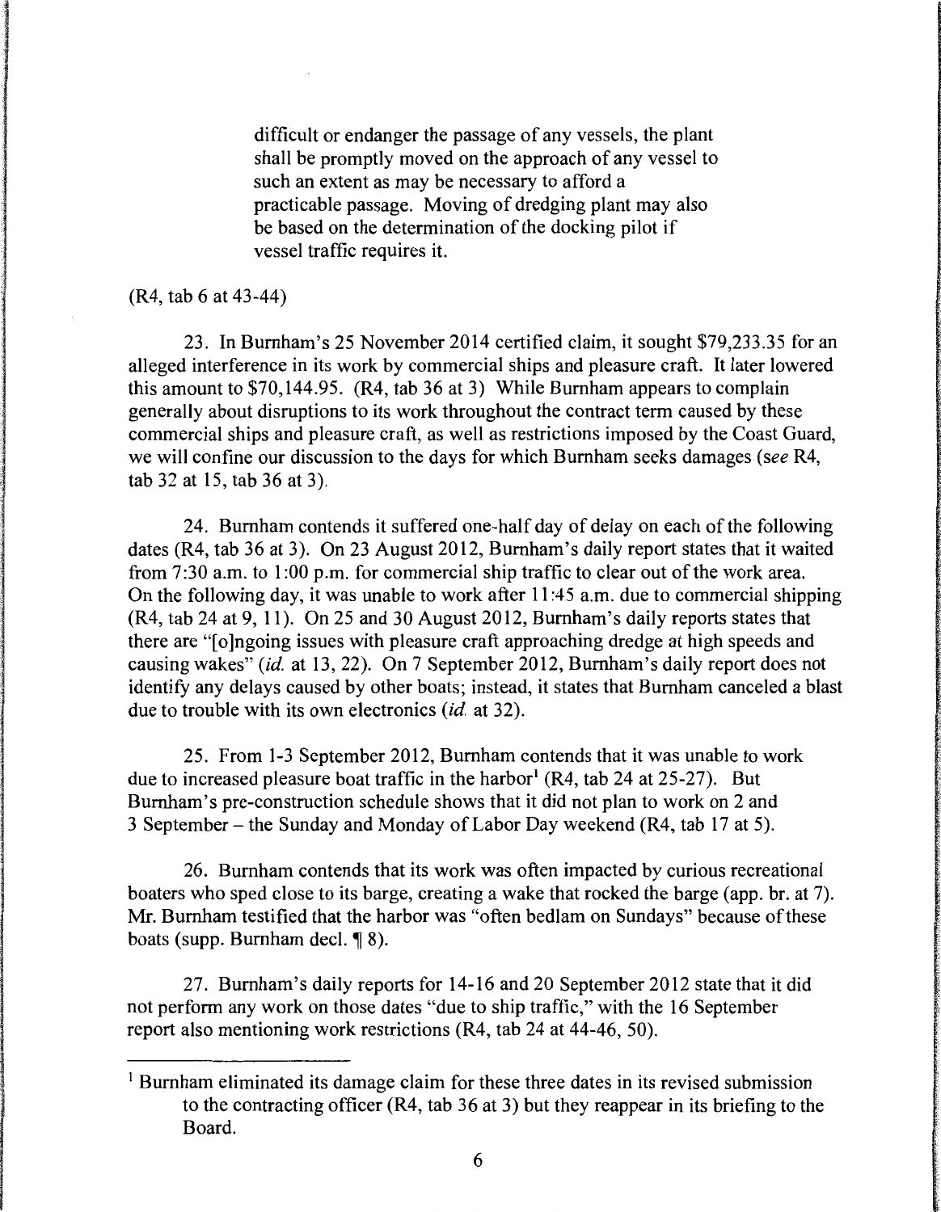> difficult or endanger the passage of any vessels, the plant shall be promptly moved on the approach of any vessel to such an extent as may be necessary to afford a practicable passage. Moving of dredging plant may also be based on the determination of the docking pilot if vessel traffic requires it.

(R4, tab 6 at 43-44)

23. In Burnham's 25 November 2014 certified claim, it sought $79,233.35 for an alleged interference in its work by commercial ships and pleasure craft. It later lowered this amount to $70,144.95. (R4, tab 36 at 3) While Burnham appears to complain generally about disruptions to its work throughout the contract term caused by these commercial ships and pleasure craft, as well as restrictions imposed by the Coast Guard, we will confine our discussion to the days for which Burnham seeks damages (*see* R4, tab 32 at 15, tab 36 at 3).

24. Burnham contends it suffered one-half day of delay on each of the following dates (R4, tab 36 at 3). On 23 August 2012, Burnham's daily report states that it waited from 7:30 a.m. to 1:00 p.m. for commercial ship traffic to clear out of the work area. On the following day, it was unable to work after 11:45 a.m. due to commercial shipping (R4, tab 24 at 9, 11). On 25 and 30 August 2012, Burnham's daily reports states that there are "[o]ngoing issues with pleasure craft approaching dredge at high speeds and causing wakes" (*id.* at 13, 22). On 7 September 2012, Burnham's daily report does not identify any delays caused by other boats; instead, it states that Burnham canceled a blast due to trouble with its own electronics (*id.* at 32).

25. From 1-3 September 2012, Burnham contends that it was unable to work due to increased pleasure boat traffic in the harbor[1] (R4, tab 24 at 25-27). But Burnham's pre-construction schedule shows that it did not plan to work on 2 and 3 September – the Sunday and Monday of Labor Day weekend (R4, tab 17 at 5).

26. Burnham contends that its work was often impacted by curious recreational boaters who sped close to its barge, creating a wake that rocked the barge (app. br. at 7). Mr. Burnham testified that the harbor was "often bedlam on Sundays" because of these boats (supp. Burnham decl. ¶ 8).

27. Burnham's daily reports for 14-16 and 20 September 2012 state that it did not perform any work on those dates "due to ship traffic," with the 16 September report also mentioning work restrictions (R4, tab 24 at 44-46, 50).

---

[1] Burnham eliminated its damage claim for these three dates in its revised submission to the contracting officer (R4, tab 36 at 3) but they reappear in its briefing to the Board.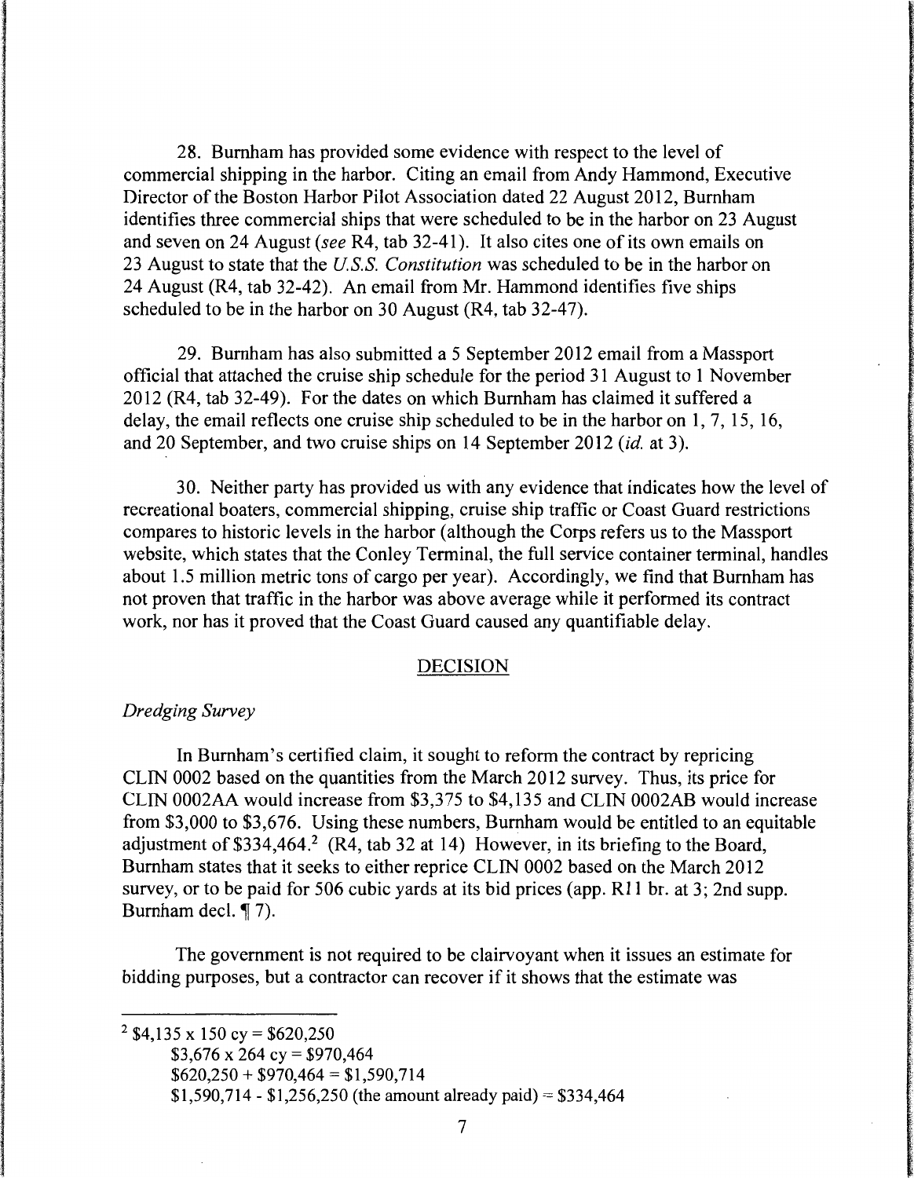28. Burnham has provided some evidence with respect to the level of commercial shipping in the harbor. Citing an email from Andy Hammond, Executive Director of the Boston Harbor Pilot Association dated 22 August 2012, Burnham identifies three commercial ships that were scheduled to be in the harbor on 23 August and seven on 24 August (*see* R4, tab 32-41). It also cites one of its own emails on 23 August to state that the *U.S.S. Constitution* was scheduled to be in the harbor on 24 August (R4, tab 32-42). An email from Mr. Hammond identifies five ships scheduled to be in the harbor on 30 August (R4, tab 32-47).

29. Burnham has also submitted a 5 September 2012 email from a Massport official that attached the cruise ship schedule for the period 31 August to 1 November 2012 (R4, tab 32-49). For the dates on which Burnham has claimed it suffered a delay, the email reflects one cruise ship scheduled to be in the harbor on 1, 7, 15, 16, and 20 September, and two cruise ships on 14 September 2012 (*id.* at 3).

30. Neither party has provided us with any evidence that indicates how the level of recreational boaters, commercial shipping, cruise ship traffic or Coast Guard restrictions compares to historic levels in the harbor (although the Corps refers us to the Massport website, which states that the Conley Terminal, the full service container terminal, handles about 1.5 million metric tons of cargo per year). Accordingly, we find that Burnham has not proven that traffic in the harbor was above average while it performed its contract work, nor has it proved that the Coast Guard caused any quantifiable delay.

## DECISION

*Dredging Survey*

In Burnham's certified claim, it sought to reform the contract by repricing CLIN 0002 based on the quantities from the March 2012 survey. Thus, its price for CLIN 0002AA would increase from $3,375 to $4,135 and CLIN 0002AB would increase from $3,000 to $3,676. Using these numbers, Burnham would be entitled to an equitable adjustment of $334,464.[2] (R4, tab 32 at 14) However, in its briefing to the Board, Burnham states that it seeks to either reprice CLIN 0002 based on the March 2012 survey, or to be paid for 506 cubic yards at its bid prices (app. R11 br. at 3; 2nd supp. Burnham decl. ¶ 7).

The government is not required to be clairvoyant when it issues an estimate for bidding purposes, but a contractor can recover if it shows that the estimate was

---

[2] $4,135 x 150 cy = $620,250
$3,676 x 264 cy = $970,464
$620,250 + $970,464 = $1,590,714
$1,590,714 - $1,256,250 (the amount already paid) = $334,464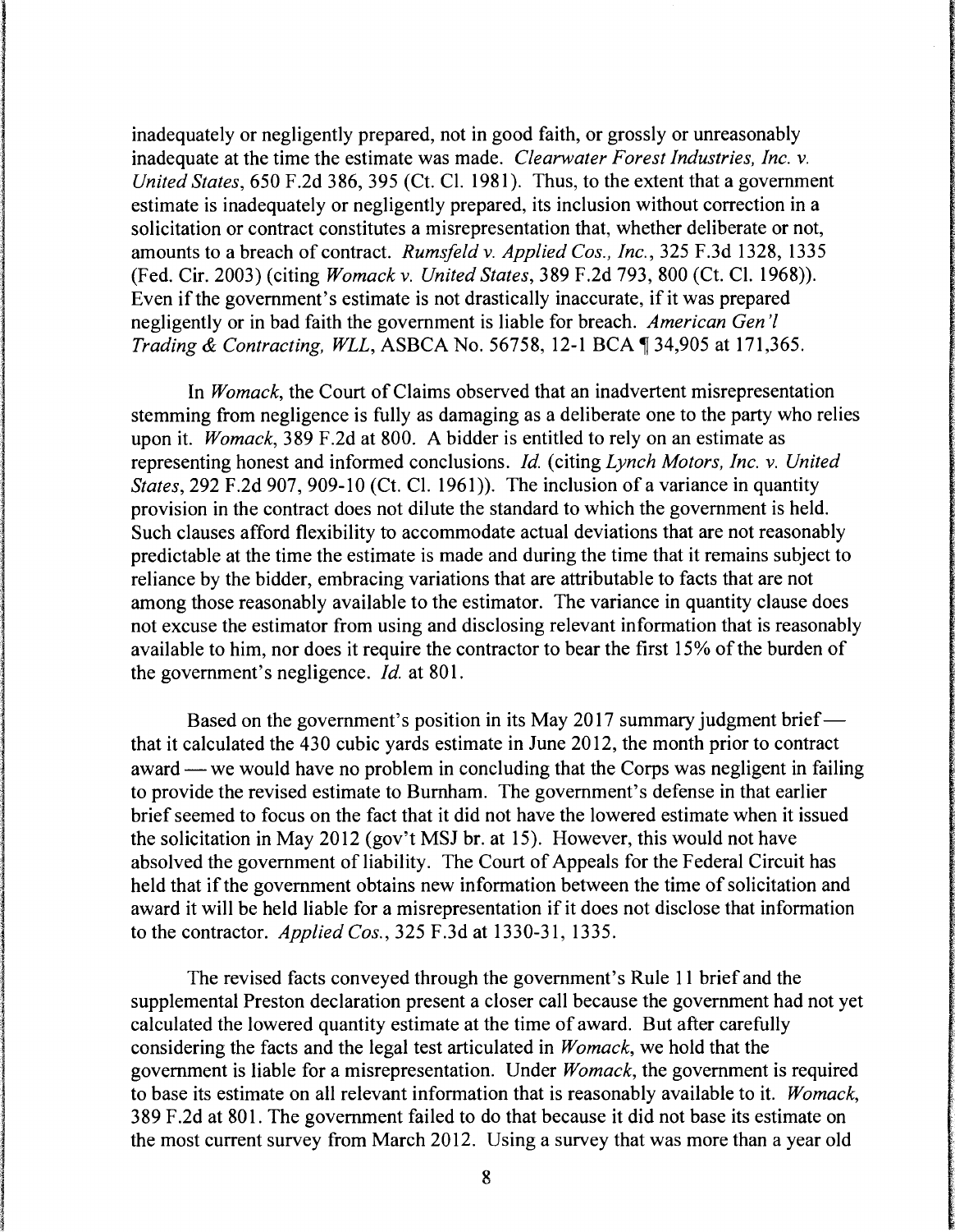inadequately or negligently prepared, not in good faith, or grossly or unreasonably inadequate at the time the estimate was made. *Clearwater Forest Industries, Inc. v. United States*, 650 F.2d 386, 395 (Ct. Cl. 1981). Thus, to the extent that a government estimate is inadequately or negligently prepared, its inclusion without correction in a solicitation or contract constitutes a misrepresentation that, whether deliberate or not, amounts to a breach of contract. *Rumsfeld v. Applied Cos., Inc.*, 325 F.3d 1328, 1335 (Fed. Cir. 2003) (citing *Womack v. United States*, 389 F.2d 793, 800 (Ct. Cl. 1968)). Even if the government's estimate is not drastically inaccurate, if it was prepared negligently or in bad faith the government is liable for breach. *American Gen'l Trading & Contracting, WLL*, ASBCA No. 56758, 12-1 BCA ¶ 34,905 at 171,365.

In *Womack*, the Court of Claims observed that an inadvertent misrepresentation stemming from negligence is fully as damaging as a deliberate one to the party who relies upon it. *Womack*, 389 F.2d at 800. A bidder is entitled to rely on an estimate as representing honest and informed conclusions. *Id.* (citing *Lynch Motors, Inc. v. United States*, 292 F.2d 907, 909-10 (Ct. Cl. 1961)). The inclusion of a variance in quantity provision in the contract does not dilute the standard to which the government is held. Such clauses afford flexibility to accommodate actual deviations that are not reasonably predictable at the time the estimate is made and during the time that it remains subject to reliance by the bidder, embracing variations that are attributable to facts that are not among those reasonably available to the estimator. The variance in quantity clause does not excuse the estimator from using and disclosing relevant information that is reasonably available to him, nor does it require the contractor to bear the first 15% of the burden of the government's negligence. *Id.* at 801.

Based on the government's position in its May 2017 summary judgment brief — that it calculated the 430 cubic yards estimate in June 2012, the month prior to contract award — we would have no problem in concluding that the Corps was negligent in failing to provide the revised estimate to Burnham. The government's defense in that earlier brief seemed to focus on the fact that it did not have the lowered estimate when it issued the solicitation in May 2012 (gov't MSJ br. at 15). However, this would not have absolved the government of liability. The Court of Appeals for the Federal Circuit has held that if the government obtains new information between the time of solicitation and award it will be held liable for a misrepresentation if it does not disclose that information to the contractor. *Applied Cos.*, 325 F.3d at 1330-31, 1335.

The revised facts conveyed through the government's Rule 11 brief and the supplemental Preston declaration present a closer call because the government had not yet calculated the lowered quantity estimate at the time of award. But after carefully considering the facts and the legal test articulated in *Womack*, we hold that the government is liable for a misrepresentation. Under *Womack*, the government is required to base its estimate on all relevant information that is reasonably available to it. *Womack*, 389 F.2d at 801. The government failed to do that because it did not base its estimate on the most current survey from March 2012. Using a survey that was more than a year old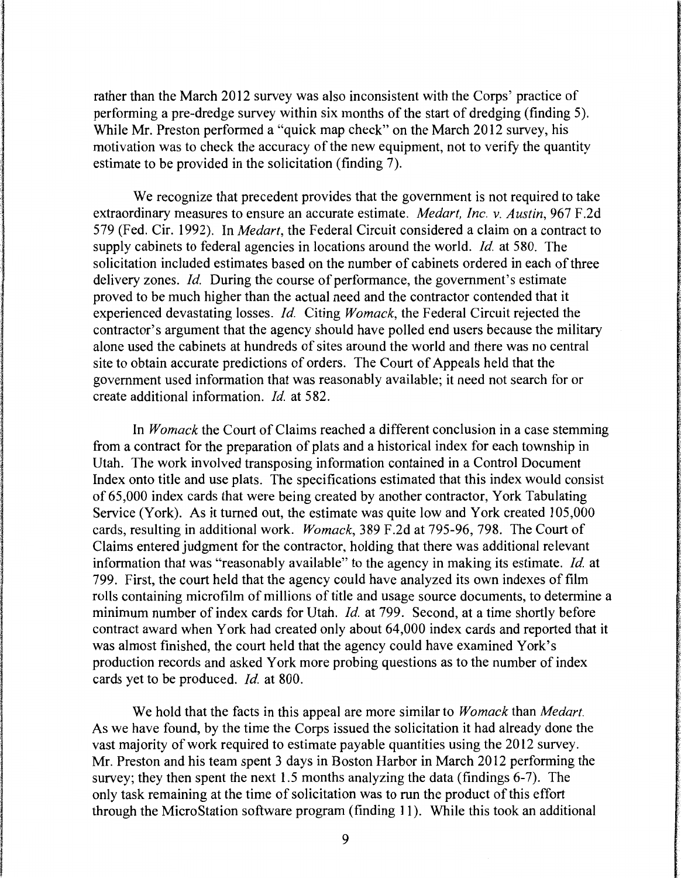rather than the March 2012 survey was also inconsistent with the Corps' practice of performing a pre-dredge survey within six months of the start of dredging (finding 5). While Mr. Preston performed a "quick map check" on the March 2012 survey, his motivation was to check the accuracy of the new equipment, not to verify the quantity estimate to be provided in the solicitation (finding 7).

We recognize that precedent provides that the government is not required to take extraordinary measures to ensure an accurate estimate. *Medart, Inc. v. Austin*, 967 F.2d 579 (Fed. Cir. 1992). In *Medart*, the Federal Circuit considered a claim on a contract to supply cabinets to federal agencies in locations around the world. *Id.* at 580. The solicitation included estimates based on the number of cabinets ordered in each of three delivery zones. *Id.* During the course of performance, the government's estimate proved to be much higher than the actual need and the contractor contended that it experienced devastating losses. *Id.* Citing *Womack*, the Federal Circuit rejected the contractor's argument that the agency should have polled end users because the military alone used the cabinets at hundreds of sites around the world and there was no central site to obtain accurate predictions of orders. The Court of Appeals held that the government used information that was reasonably available; it need not search for or create additional information. *Id.* at 582.

In *Womack* the Court of Claims reached a different conclusion in a case stemming from a contract for the preparation of plats and a historical index for each township in Utah. The work involved transposing information contained in a Control Document Index onto title and use plats. The specifications estimated that this index would consist of 65,000 index cards that were being created by another contractor, York Tabulating Service (York). As it turned out, the estimate was quite low and York created 105,000 cards, resulting in additional work. *Womack*, 389 F.2d at 795-96, 798. The Court of Claims entered judgment for the contractor, holding that there was additional relevant information that was "reasonably available" to the agency in making its estimate. *Id.* at 799. First, the court held that the agency could have analyzed its own indexes of film rolls containing microfilm of millions of title and usage source documents, to determine a minimum number of index cards for Utah. *Id.* at 799. Second, at a time shortly before contract award when York had created only about 64,000 index cards and reported that it was almost finished, the court held that the agency could have examined York's production records and asked York more probing questions as to the number of index cards yet to be produced. *Id.* at 800.

We hold that the facts in this appeal are more similar to *Womack* than *Medart*. As we have found, by the time the Corps issued the solicitation it had already done the vast majority of work required to estimate payable quantities using the 2012 survey. Mr. Preston and his team spent 3 days in Boston Harbor in March 2012 performing the survey; they then spent the next 1.5 months analyzing the data (findings 6-7). The only task remaining at the time of solicitation was to run the product of this effort through the MicroStation software program (finding 11). While this took an additional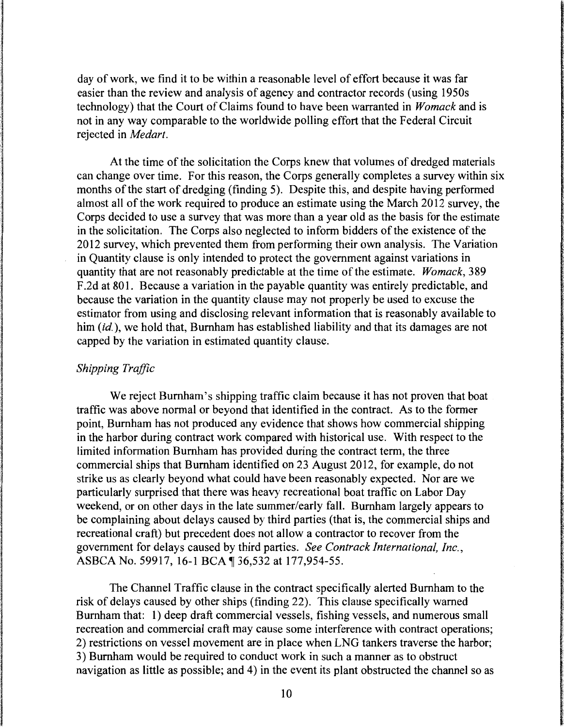day of work, we find it to be within a reasonable level of effort because it was far easier than the review and analysis of agency and contractor records (using 1950s technology) that the Court of Claims found to have been warranted in *Womack* and is not in any way comparable to the worldwide polling effort that the Federal Circuit rejected in *Medart*.

At the time of the solicitation the Corps knew that volumes of dredged materials can change over time. For this reason, the Corps generally completes a survey within six months of the start of dredging (finding 5). Despite this, and despite having performed almost all of the work required to produce an estimate using the March 2012 survey, the Corps decided to use a survey that was more than a year old as the basis for the estimate in the solicitation. The Corps also neglected to inform bidders of the existence of the 2012 survey, which prevented them from performing their own analysis. The Variation in Quantity clause is only intended to protect the government against variations in quantity that are not reasonably predictable at the time of the estimate. *Womack*, 389 F.2d at 801. Because a variation in the payable quantity was entirely predictable, and because the variation in the quantity clause may not properly be used to excuse the estimator from using and disclosing relevant information that is reasonably available to him (*id.*), we hold that, Burnham has established liability and that its damages are not capped by the variation in estimated quantity clause.

*Shipping Traffic*

We reject Burnham's shipping traffic claim because it has not proven that boat traffic was above normal or beyond that identified in the contract. As to the former point, Burnham has not produced any evidence that shows how commercial shipping in the harbor during contract work compared with historical use. With respect to the limited information Burnham has provided during the contract term, the three commercial ships that Burnham identified on 23 August 2012, for example, do not strike us as clearly beyond what could have been reasonably expected. Nor are we particularly surprised that there was heavy recreational boat traffic on Labor Day weekend, or on other days in the late summer/early fall. Burnham largely appears to be complaining about delays caused by third parties (that is, the commercial ships and recreational craft) but precedent does not allow a contractor to recover from the government for delays caused by third parties. *See Contrack International, Inc.*, ASBCA No. 59917, 16-1 BCA ¶ 36,532 at 177,954-55.

The Channel Traffic clause in the contract specifically alerted Burnham to the risk of delays caused by other ships (finding 22). This clause specifically warned Burnham that: 1) deep draft commercial vessels, fishing vessels, and numerous small recreation and commercial craft may cause some interference with contract operations; 2) restrictions on vessel movement are in place when LNG tankers traverse the harbor; 3) Burnham would be required to conduct work in such a manner as to obstruct navigation as little as possible; and 4) in the event its plant obstructed the channel so as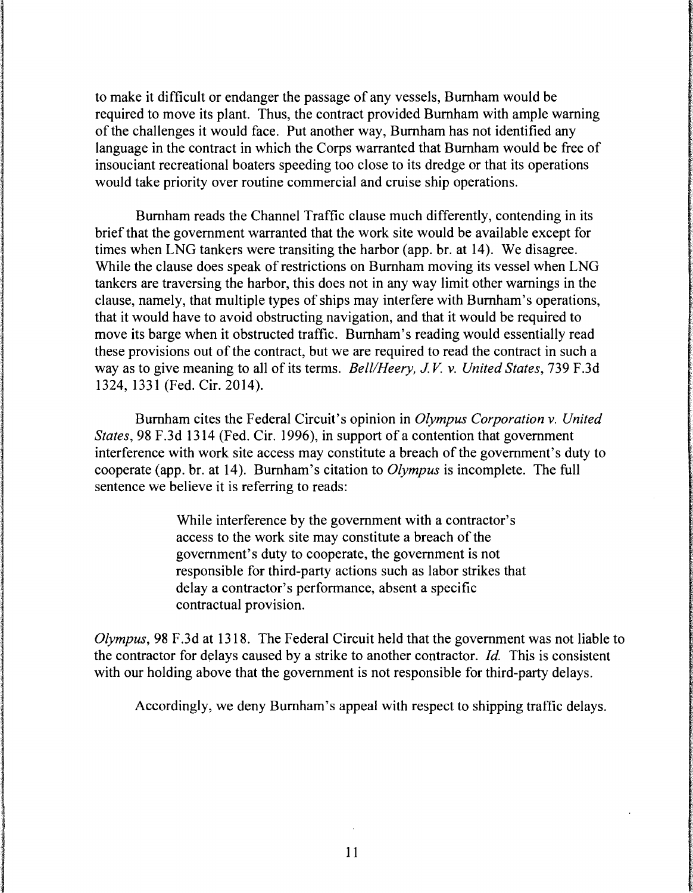to make it difficult or endanger the passage of any vessels, Burnham would be required to move its plant. Thus, the contract provided Burnham with ample warning of the challenges it would face. Put another way, Burnham has not identified any language in the contract in which the Corps warranted that Burnham would be free of insouciant recreational boaters speeding too close to its dredge or that its operations would take priority over routine commercial and cruise ship operations.

Burnham reads the Channel Traffic clause much differently, contending in its brief that the government warranted that the work site would be available except for times when LNG tankers were transiting the harbor (app. br. at 14). We disagree. While the clause does speak of restrictions on Burnham moving its vessel when LNG tankers are traversing the harbor, this does not in any way limit other warnings in the clause, namely, that multiple types of ships may interfere with Burnham's operations, that it would have to avoid obstructing navigation, and that it would be required to move its barge when it obstructed traffic. Burnham's reading would essentially read these provisions out of the contract, but we are required to read the contract in such a way as to give meaning to all of its terms. *Bell/Heery, J.V. v. United States*, 739 F.3d 1324, 1331 (Fed. Cir. 2014).

Burnham cites the Federal Circuit's opinion in *Olympus Corporation v. United States*, 98 F.3d 1314 (Fed. Cir. 1996), in support of a contention that government interference with work site access may constitute a breach of the government's duty to cooperate (app. br. at 14). Burnham's citation to *Olympus* is incomplete. The full sentence we believe it is referring to reads:

> While interference by the government with a contractor's access to the work site may constitute a breach of the government's duty to cooperate, the government is not responsible for third-party actions such as labor strikes that delay a contractor's performance, absent a specific contractual provision.

*Olympus*, 98 F.3d at 1318. The Federal Circuit held that the government was not liable to the contractor for delays caused by a strike to another contractor. *Id.* This is consistent with our holding above that the government is not responsible for third-party delays.

Accordingly, we deny Burnham's appeal with respect to shipping traffic delays.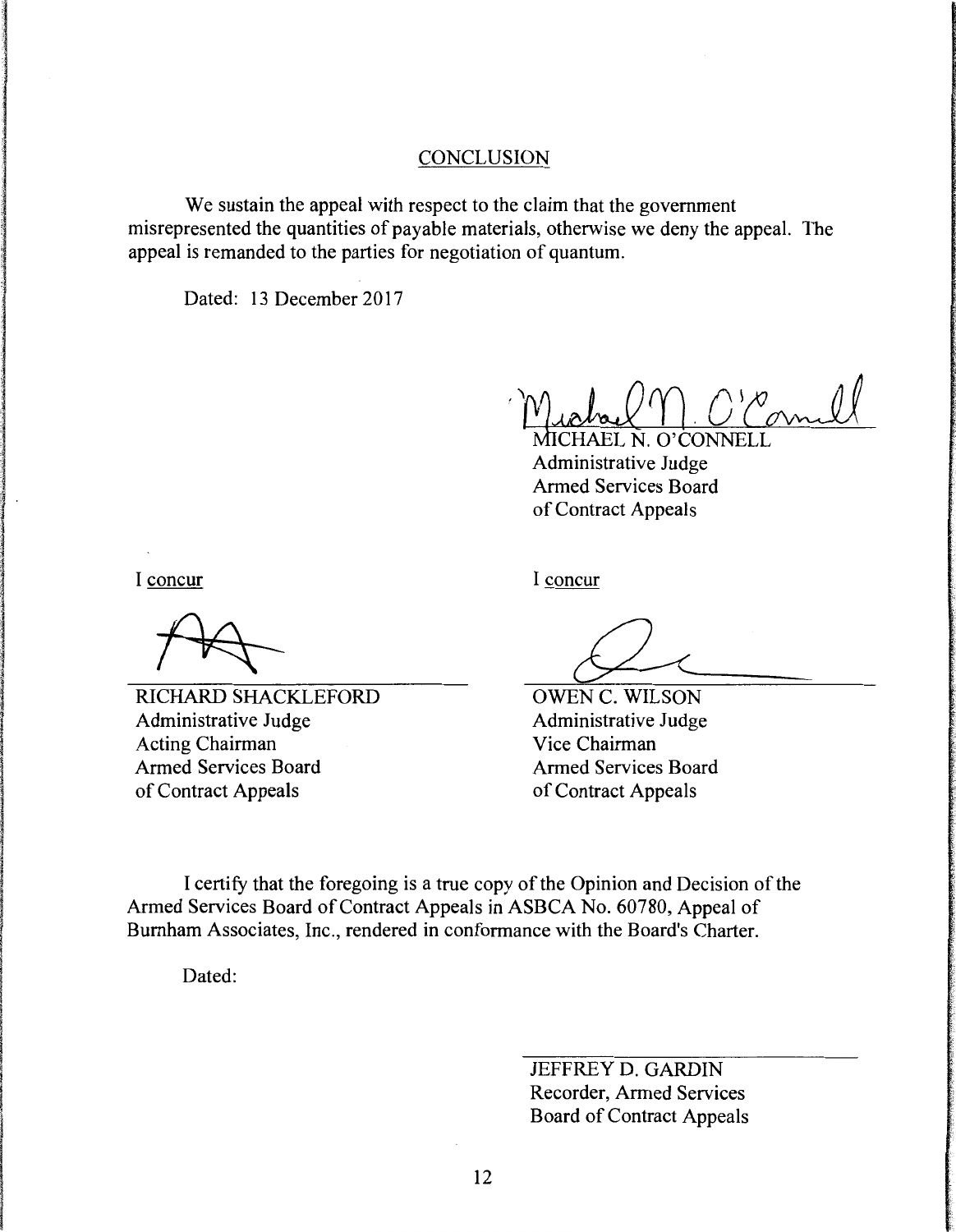## CONCLUSION

We sustain the appeal with respect to the claim that the government misrepresented the quantities of payable materials, otherwise we deny the appeal. The appeal is remanded to the parties for negotiation of quantum.

Dated: 13 December 2017

MICHAEL N. O'CONNELL
Administrative Judge
Armed Services Board
of Contract Appeals

I concur

RICHARD SHACKLEFORD
Administrative Judge
Acting Chairman
Armed Services Board
of Contract Appeals

I concur

OWEN C. WILSON
Administrative Judge
Vice Chairman
Armed Services Board
of Contract Appeals

I certify that the foregoing is a true copy of the Opinion and Decision of the Armed Services Board of Contract Appeals in ASBCA No. 60780, Appeal of Burnham Associates, Inc., rendered in conformance with the Board's Charter.

Dated:

JEFFREY D. GARDIN
Recorder, Armed Services
Board of Contract Appeals